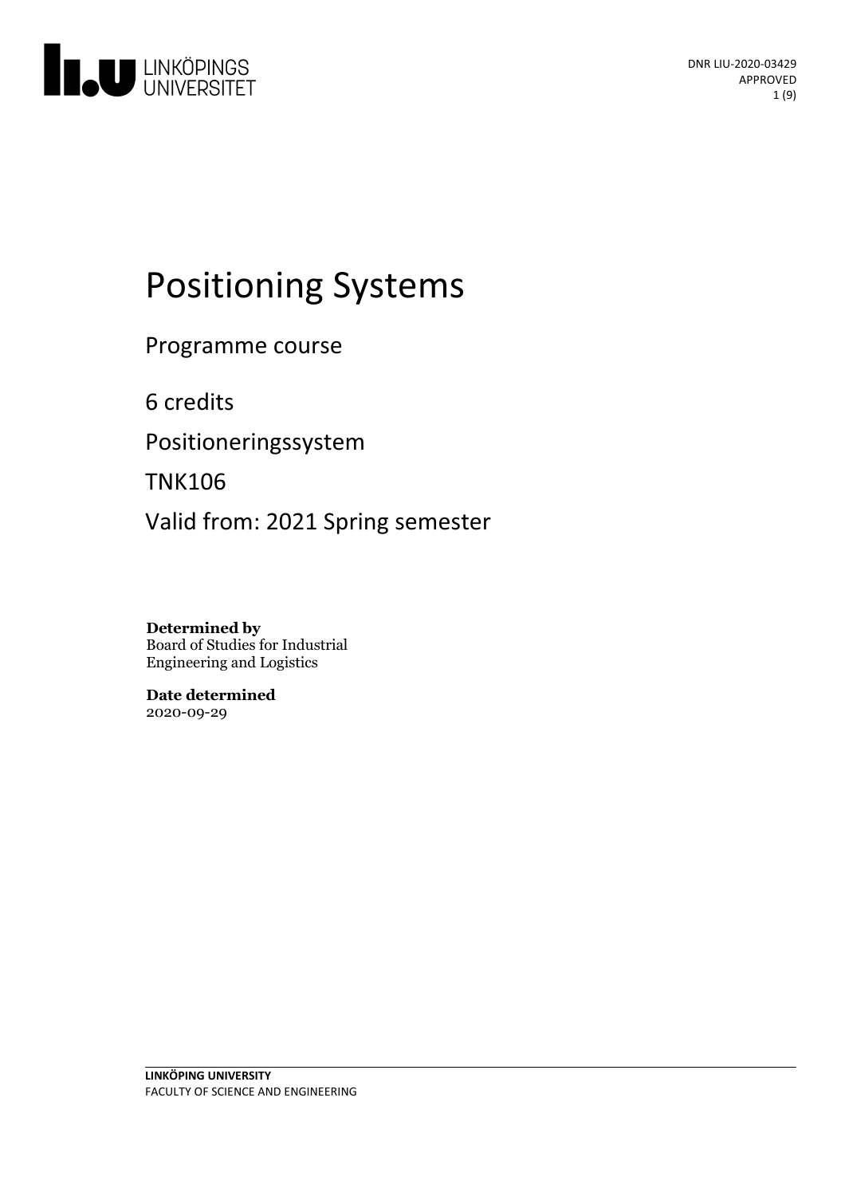DNR LIU-2020-03429
APPROVED

# Positioning Systems

Programme course

6 credits

Positioneringssystem

TNK106

Valid from: 2021 Spring semester

**Determined by**
Board of Studies for Industrial Engineering and Logistics

**Date determined**
2020-09-29

**LINKÖPING UNIVERSITY**
FACULTY OF SCIENCE AND ENGINEERING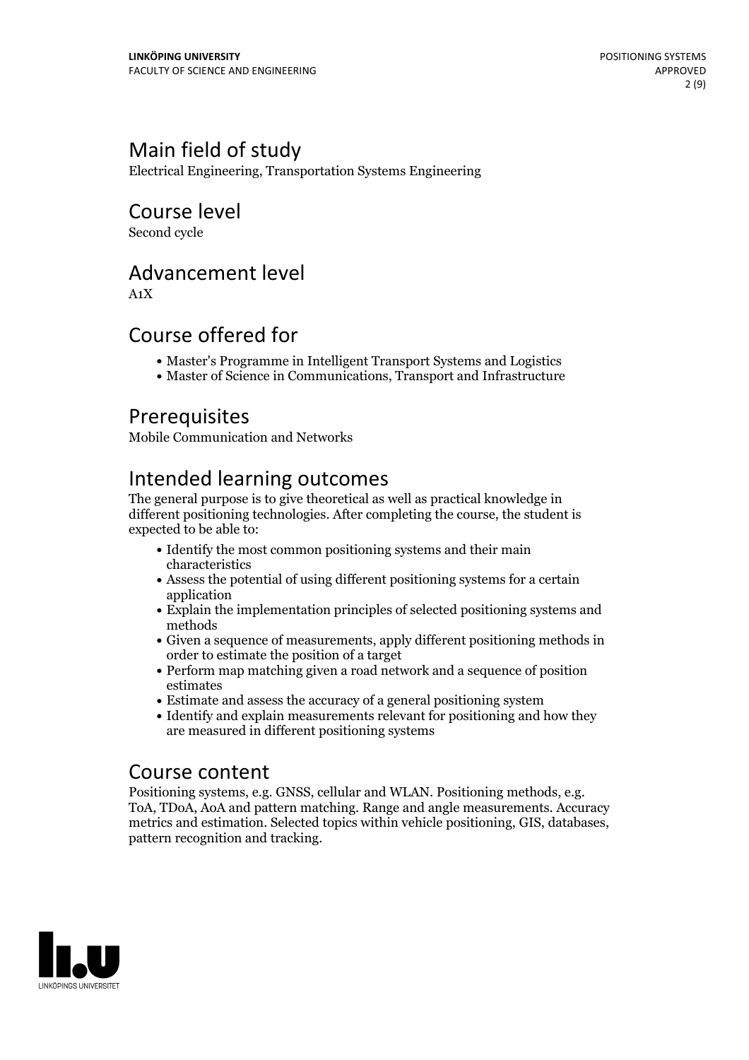## Main field of study

Electrical Engineering, Transportation Systems Engineering

## Course level

Second cycle

## Advancement level

A1X

## Course offered for

- Master's Programme in Intelligent Transport Systems and Logistics
- Master of Science in Communications, Transport and Infrastructure

## Prerequisites

Mobile Communication and Networks

## Intended learning outcomes

The general purpose is to give theoretical as well as practical knowledge in different positioning technologies. After completing the course, the student is expected to be able to:

- Identify the most common positioning systems and their main characteristics
- Assess the potential of using different positioning systems for a certain application
- Explain the implementation principles of selected positioning systems and methods
- Given a sequence of measurements, apply different positioning methods in order to estimate the position of a target
- Perform map matching given a road network and a sequence of position estimates
- Estimate and assess the accuracy of a general positioning system
- Identify and explain measurements relevant for positioning and how they are measured in different positioning systems

## Course content

Positioning systems, e.g. GNSS, cellular and WLAN. Positioning methods, e.g. ToA, TDoA, AoA and pattern matching. Range and angle measurements. Accuracy metrics and estimation. Selected topics within vehicle positioning, GIS, databases, pattern recognition and tracking.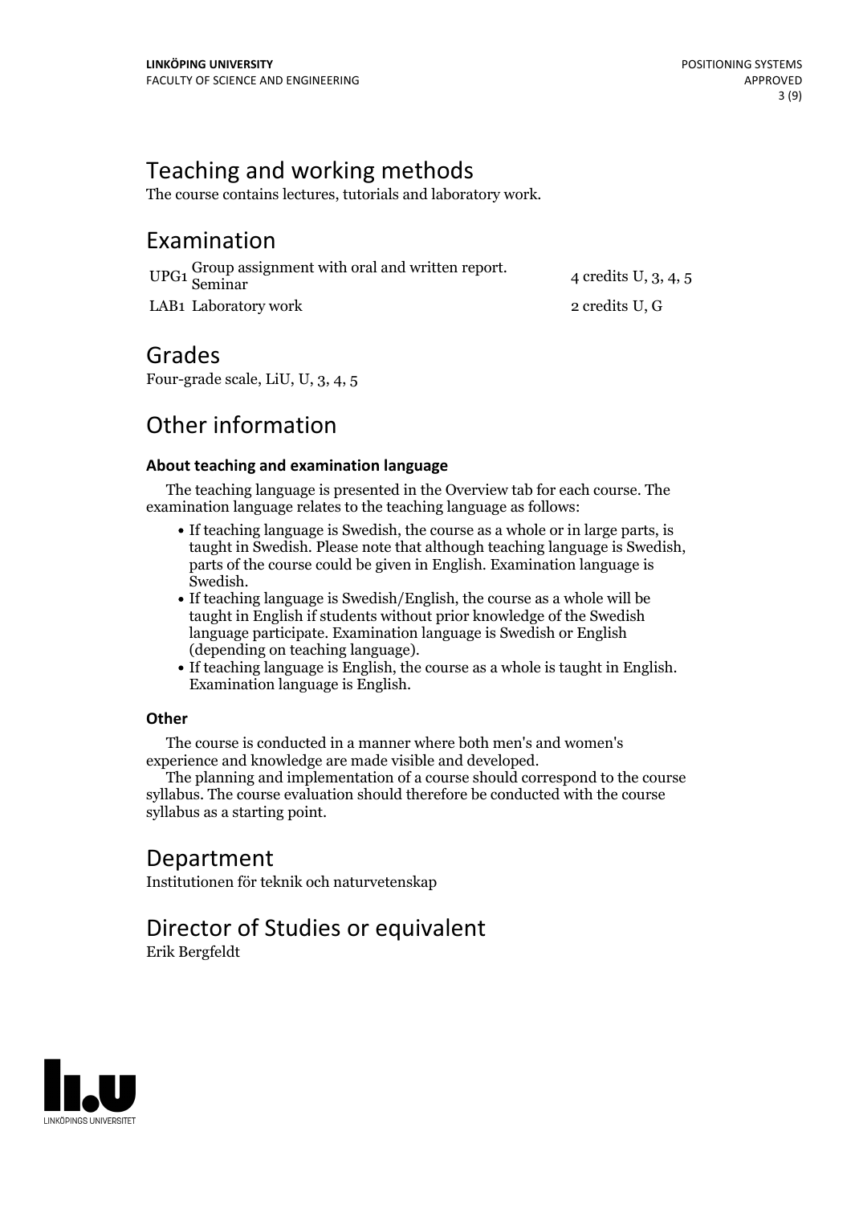## Teaching and working methods

The course contains lectures, tutorials and laboratory work.

## Examination

| | | |
|---|---|---|
| UPG1 | Group assignment with oral and written report. Seminar | 4 credits U, 3, 4, 5 |
| LAB1 | Laboratory work | 2 credits U, G |

## Grades

Four-grade scale, LiU, U, 3, 4, 5

## Other information

### About teaching and examination language

The teaching language is presented in the Overview tab for each course. The examination language relates to the teaching language as follows:

- If teaching language is Swedish, the course as a whole or in large parts, is taught in Swedish. Please note that although teaching language is Swedish, parts of the course could be given in English. Examination language is Swedish.
- If teaching language is Swedish/English, the course as a whole will be taught in English if students without prior knowledge of the Swedish language participate. Examination language is Swedish or English (depending on teaching language).
- If teaching language is English, the course as a whole is taught in English. Examination language is English.

### Other

The course is conducted in a manner where both men's and women's experience and knowledge are made visible and developed.

The planning and implementation of a course should correspond to the course syllabus. The course evaluation should therefore be conducted with the course syllabus as a starting point.

## Department

Institutionen för teknik och naturvetenskap

## Director of Studies or equivalent

Erik Bergfeldt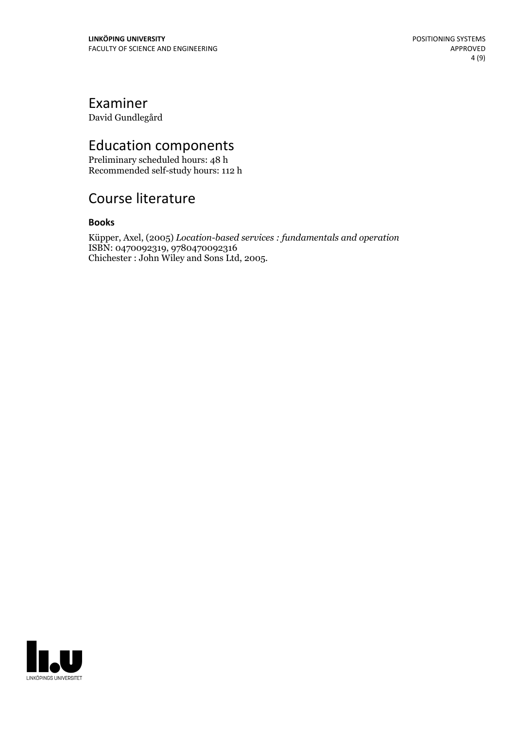## Examiner

David Gundlegård

## Education components

Preliminary scheduled hours: 48 h
Recommended self-study hours: 112 h

## Course literature

### Books

Küpper, Axel, (2005) *Location-based services : fundamentals and operation*
ISBN: 0470092319, 9780470092316
Chichester : John Wiley and Sons Ltd, 2005.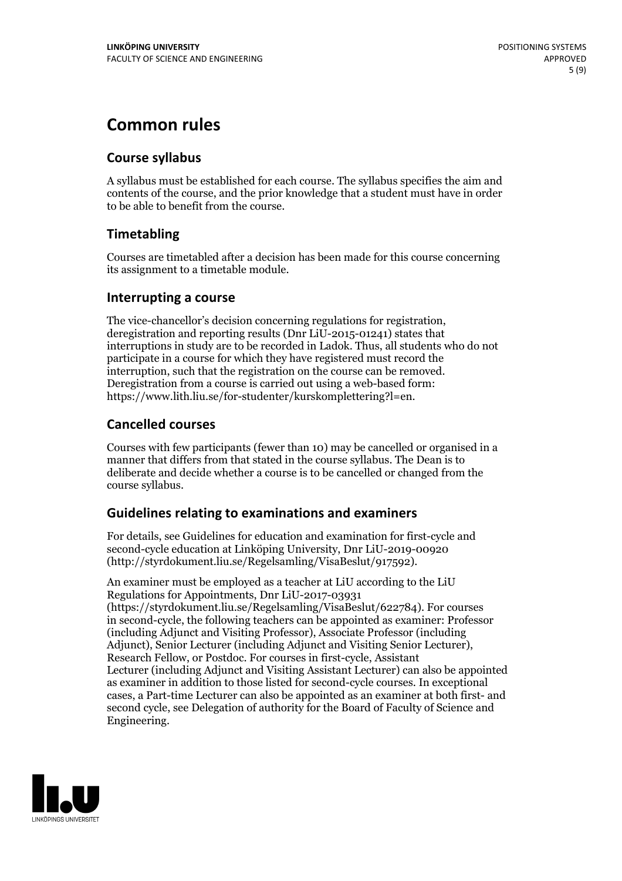# Common rules

## Course syllabus

A syllabus must be established for each course. The syllabus specifies the aim and contents of the course, and the prior knowledge that a student must have in order to be able to benefit from the course.

## Timetabling

Courses are timetabled after a decision has been made for this course concerning its assignment to a timetable module.

## Interrupting a course

The vice-chancellor's decision concerning regulations for registration, deregistration and reporting results (Dnr LiU-2015-01241) states that interruptions in study are to be recorded in Ladok. Thus, all students who do not participate in a course for which they have registered must record the interruption, such that the registration on the course can be removed. Deregistration from a course is carried out using a web-based form: https://www.lith.liu.se/for-studenter/kurskomplettering?l=en.

## Cancelled courses

Courses with few participants (fewer than 10) may be cancelled or organised in a manner that differs from that stated in the course syllabus. The Dean is to deliberate and decide whether a course is to be cancelled or changed from the course syllabus.

## Guidelines relating to examinations and examiners

For details, see Guidelines for education and examination for first-cycle and second-cycle education at Linköping University, Dnr LiU-2019-00920 (http://styrdokument.liu.se/Regelsamling/VisaBeslut/917592).

An examiner must be employed as a teacher at LiU according to the LiU Regulations for Appointments, Dnr LiU-2017-03931 (https://styrdokument.liu.se/Regelsamling/VisaBeslut/622784). For courses in second-cycle, the following teachers can be appointed as examiner: Professor (including Adjunct and Visiting Professor), Associate Professor (including Adjunct), Senior Lecturer (including Adjunct and Visiting Senior Lecturer), Research Fellow, or Postdoc. For courses in first-cycle, Assistant Lecturer (including Adjunct and Visiting Assistant Lecturer) can also be appointed as examiner in addition to those listed for second-cycle courses. In exceptional cases, a Part-time Lecturer can also be appointed as an examiner at both first- and second cycle, see Delegation of authority for the Board of Faculty of Science and Engineering.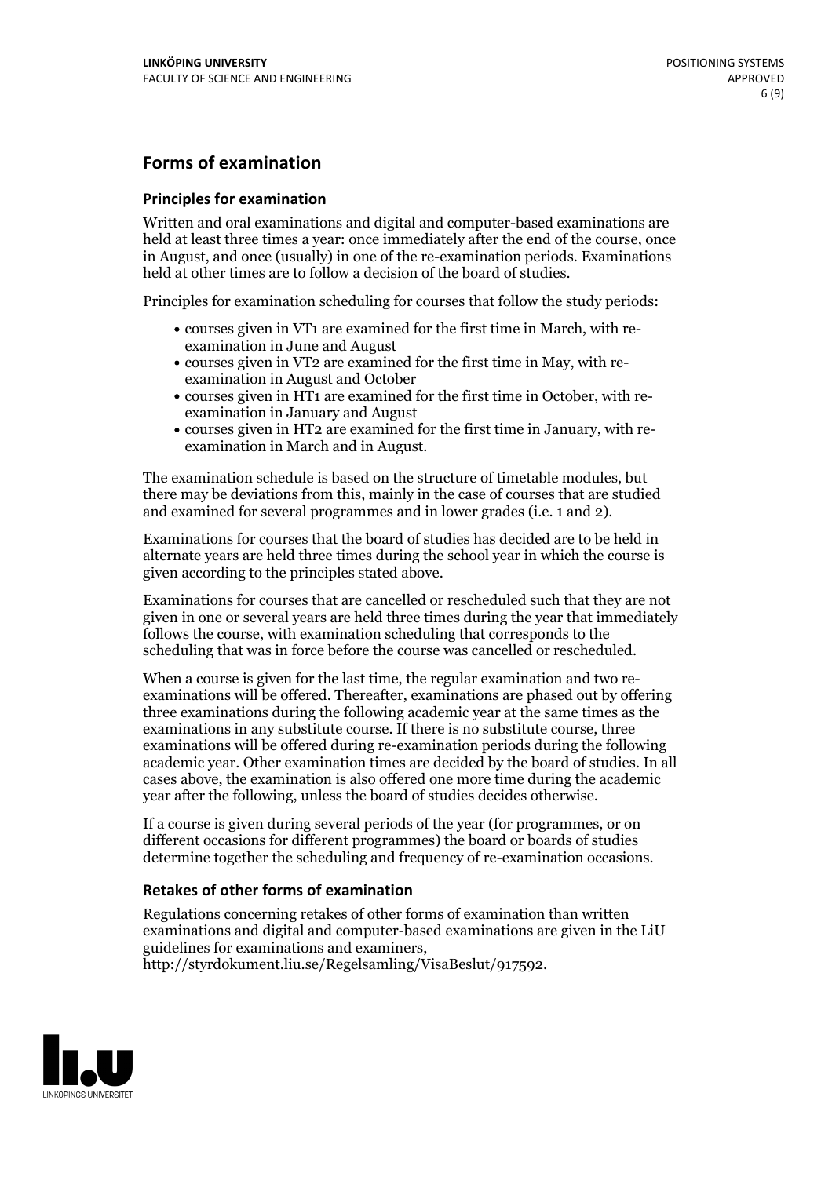## Forms of examination

### Principles for examination

Written and oral examinations and digital and computer-based examinations are held at least three times a year: once immediately after the end of the course, once in August, and once (usually) in one of the re-examination periods. Examinations held at other times are to follow a decision of the board of studies.

Principles for examination scheduling for courses that follow the study periods:

- courses given in VT1 are examined for the first time in March, with re-examination in June and August
- courses given in VT2 are examined for the first time in May, with re-examination in August and October
- courses given in HT1 are examined for the first time in October, with re-examination in January and August
- courses given in HT2 are examined for the first time in January, with re-examination in March and in August.

The examination schedule is based on the structure of timetable modules, but there may be deviations from this, mainly in the case of courses that are studied and examined for several programmes and in lower grades (i.e. 1 and 2).

Examinations for courses that the board of studies has decided are to be held in alternate years are held three times during the school year in which the course is given according to the principles stated above.

Examinations for courses that are cancelled or rescheduled such that they are not given in one or several years are held three times during the year that immediately follows the course, with examination scheduling that corresponds to the scheduling that was in force before the course was cancelled or rescheduled.

When a course is given for the last time, the regular examination and two re-examinations will be offered. Thereafter, examinations are phased out by offering three examinations during the following academic year at the same times as the examinations in any substitute course. If there is no substitute course, three examinations will be offered during re-examination periods during the following academic year. Other examination times are decided by the board of studies. In all cases above, the examination is also offered one more time during the academic year after the following, unless the board of studies decides otherwise.

If a course is given during several periods of the year (for programmes, or on different occasions for different programmes) the board or boards of studies determine together the scheduling and frequency of re-examination occasions.

### Retakes of other forms of examination

Regulations concerning retakes of other forms of examination than written examinations and digital and computer-based examinations are given in the LiU guidelines for examinations and examiners, http://styrdokument.liu.se/Regelsamling/VisaBeslut/917592.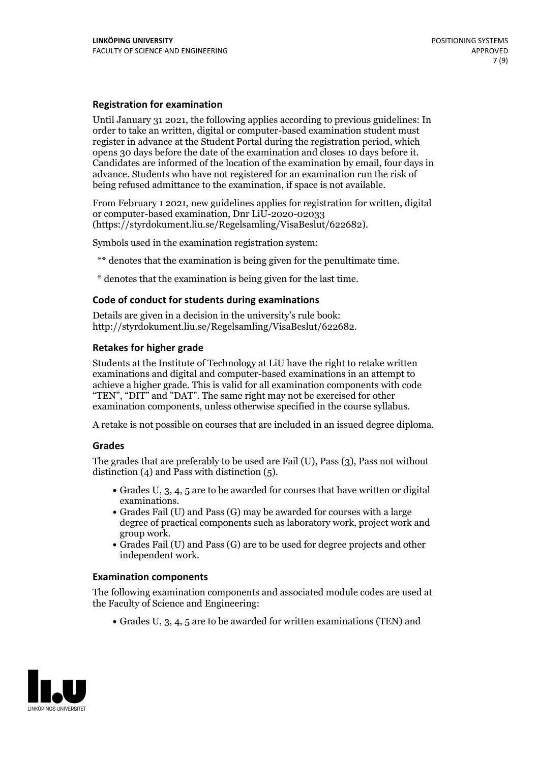### Registration for examination

Until January 31 2021, the following applies according to previous guidelines: In order to take an written, digital or computer-based examination student must register in advance at the Student Portal during the registration period, which opens 30 days before the date of the examination and closes 10 days before it. Candidates are informed of the location of the examination by email, four days in advance. Students who have not registered for an examination run the risk of being refused admittance to the examination, if space is not available.

From February 1 2021, new guidelines applies for registration for written, digital or computer-based examination, Dnr LiU-2020-02033 (https://styrdokument.liu.se/Regelsamling/VisaBeslut/622682).

Symbols used in the examination registration system:

** denotes that the examination is being given for the penultimate time.

* denotes that the examination is being given for the last time.

### Code of conduct for students during examinations

Details are given in a decision in the university's rule book: http://styrdokument.liu.se/Regelsamling/VisaBeslut/622682.

### Retakes for higher grade

Students at the Institute of Technology at LiU have the right to retake written examinations and digital and computer-based examinations in an attempt to achieve a higher grade. This is valid for all examination components with code "TEN", "DIT" and "DAT". The same right may not be exercised for other examination components, unless otherwise specified in the course syllabus.

A retake is not possible on courses that are included in an issued degree diploma.

### Grades

The grades that are preferably to be used are Fail (U), Pass (3), Pass not without distinction (4) and Pass with distinction (5).

- Grades U, 3, 4, 5 are to be awarded for courses that have written or digital examinations.
- Grades Fail (U) and Pass (G) may be awarded for courses with a large degree of practical components such as laboratory work, project work and group work.
- Grades Fail (U) and Pass (G) are to be used for degree projects and other independent work.

### Examination components

The following examination components and associated module codes are used at the Faculty of Science and Engineering:

- Grades U, 3, 4, 5 are to be awarded for written examinations (TEN) and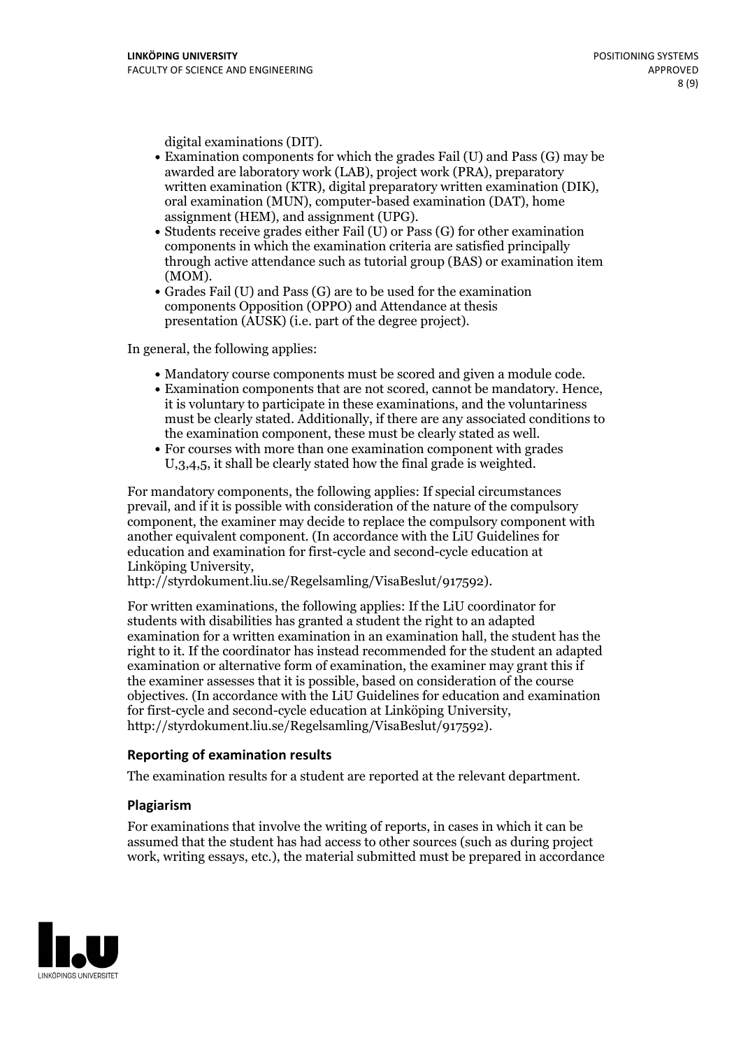digital examinations (DIT).

- Examination components for which the grades Fail (U) and Pass (G) may be awarded are laboratory work (LAB), project work (PRA), preparatory written examination (KTR), digital preparatory written examination (DIK), oral examination (MUN), computer-based examination (DAT), home assignment (HEM), and assignment (UPG).
- Students receive grades either Fail (U) or Pass (G) for other examination components in which the examination criteria are satisfied principally through active attendance such as tutorial group (BAS) or examination item (MOM).
- Grades Fail (U) and Pass (G) are to be used for the examination components Opposition (OPPO) and Attendance at thesis presentation (AUSK) (i.e. part of the degree project).

In general, the following applies:

- Mandatory course components must be scored and given a module code.
- Examination components that are not scored, cannot be mandatory. Hence, it is voluntary to participate in these examinations, and the voluntariness must be clearly stated. Additionally, if there are any associated conditions to the examination component, these must be clearly stated as well.
- For courses with more than one examination component with grades U,3,4,5, it shall be clearly stated how the final grade is weighted.

For mandatory components, the following applies: If special circumstances prevail, and if it is possible with consideration of the nature of the compulsory component, the examiner may decide to replace the compulsory component with another equivalent component. (In accordance with the LiU Guidelines for education and examination for first-cycle and second-cycle education at Linköping University, http://styrdokument.liu.se/Regelsamling/VisaBeslut/917592).

For written examinations, the following applies: If the LiU coordinator for students with disabilities has granted a student the right to an adapted examination for a written examination in an examination hall, the student has the right to it. If the coordinator has instead recommended for the student an adapted examination or alternative form of examination, the examiner may grant this if the examiner assesses that it is possible, based on consideration of the course objectives. (In accordance with the LiU Guidelines for education and examination for first-cycle and second-cycle education at Linköping University, http://styrdokument.liu.se/Regelsamling/VisaBeslut/917592).

### Reporting of examination results

The examination results for a student are reported at the relevant department.

### Plagiarism

For examinations that involve the writing of reports, in cases in which it can be assumed that the student has had access to other sources (such as during project work, writing essays, etc.), the material submitted must be prepared in accordance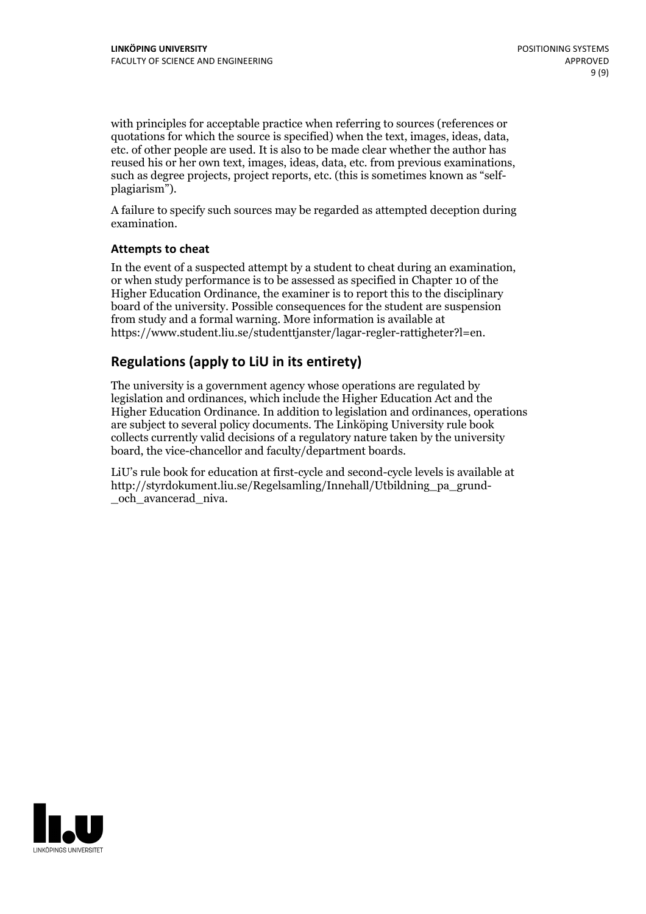with principles for acceptable practice when referring to sources (references or quotations for which the source is specified) when the text, images, ideas, data, etc. of other people are used. It is also to be made clear whether the author has reused his or her own text, images, ideas, data, etc. from previous examinations, such as degree projects, project reports, etc. (this is sometimes known as "self-plagiarism").

A failure to specify such sources may be regarded as attempted deception during examination.

### Attempts to cheat

In the event of a suspected attempt by a student to cheat during an examination, or when study performance is to be assessed as specified in Chapter 10 of the Higher Education Ordinance, the examiner is to report this to the disciplinary board of the university. Possible consequences for the student are suspension from study and a formal warning. More information is available at https://www.student.liu.se/studenttjanster/lagar-regler-rattigheter?l=en.

## Regulations (apply to LiU in its entirety)

The university is a government agency whose operations are regulated by legislation and ordinances, which include the Higher Education Act and the Higher Education Ordinance. In addition to legislation and ordinances, operations are subject to several policy documents. The Linköping University rule book collects currently valid decisions of a regulatory nature taken by the university board, the vice-chancellor and faculty/department boards.

LiU's rule book for education at first-cycle and second-cycle levels is available at http://styrdokument.liu.se/Regelsamling/Innehall/Utbildning_pa_grund-_och_avancerad_niva.